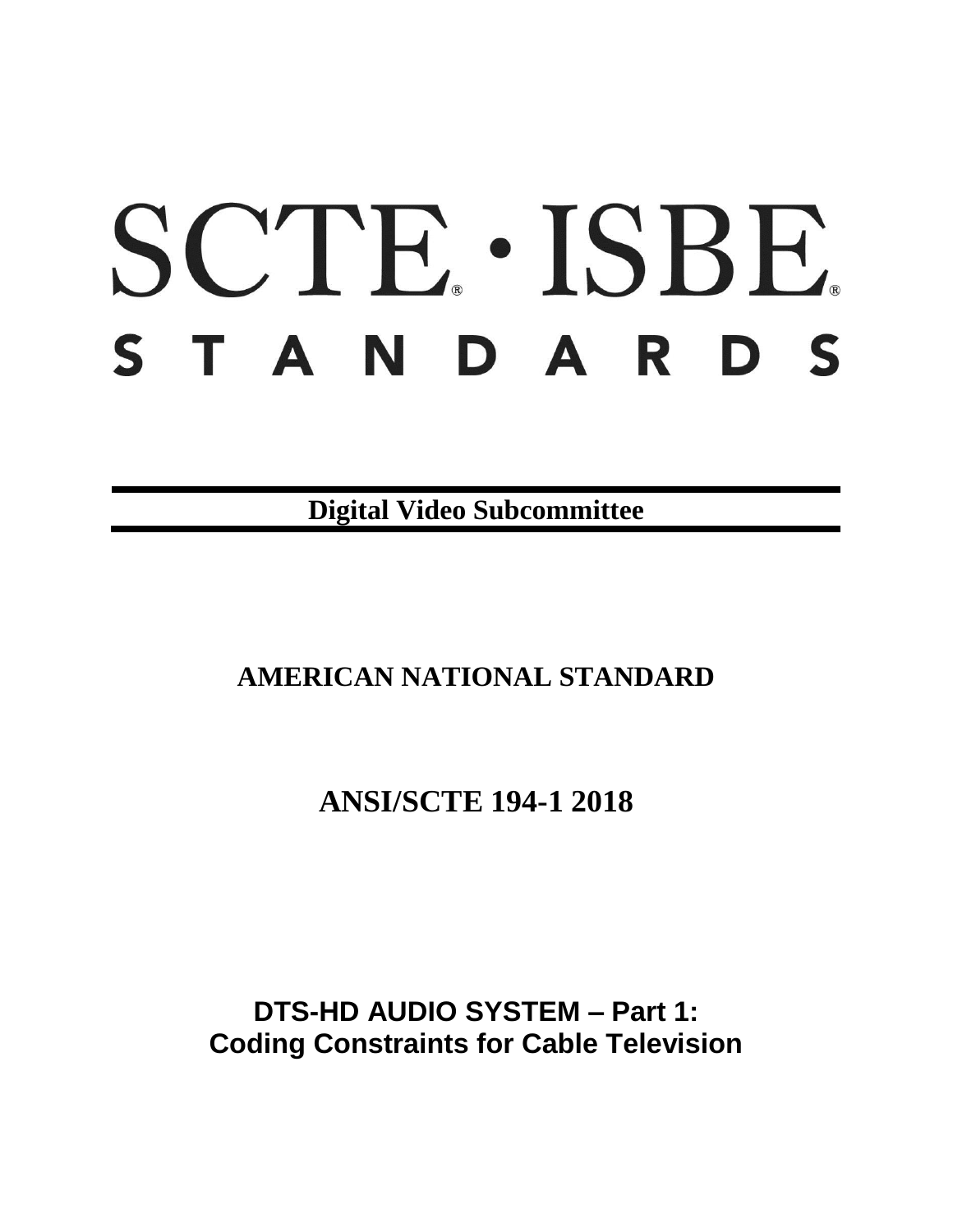# SCTE · ISBE
# STANDARDS

**Digital Video Subcommittee**

## AMERICAN NATIONAL STANDARD

## ANSI/SCTE 194-1 2018

# DTS-HD AUDIO SYSTEM – Part 1: Coding Constraints for Cable Television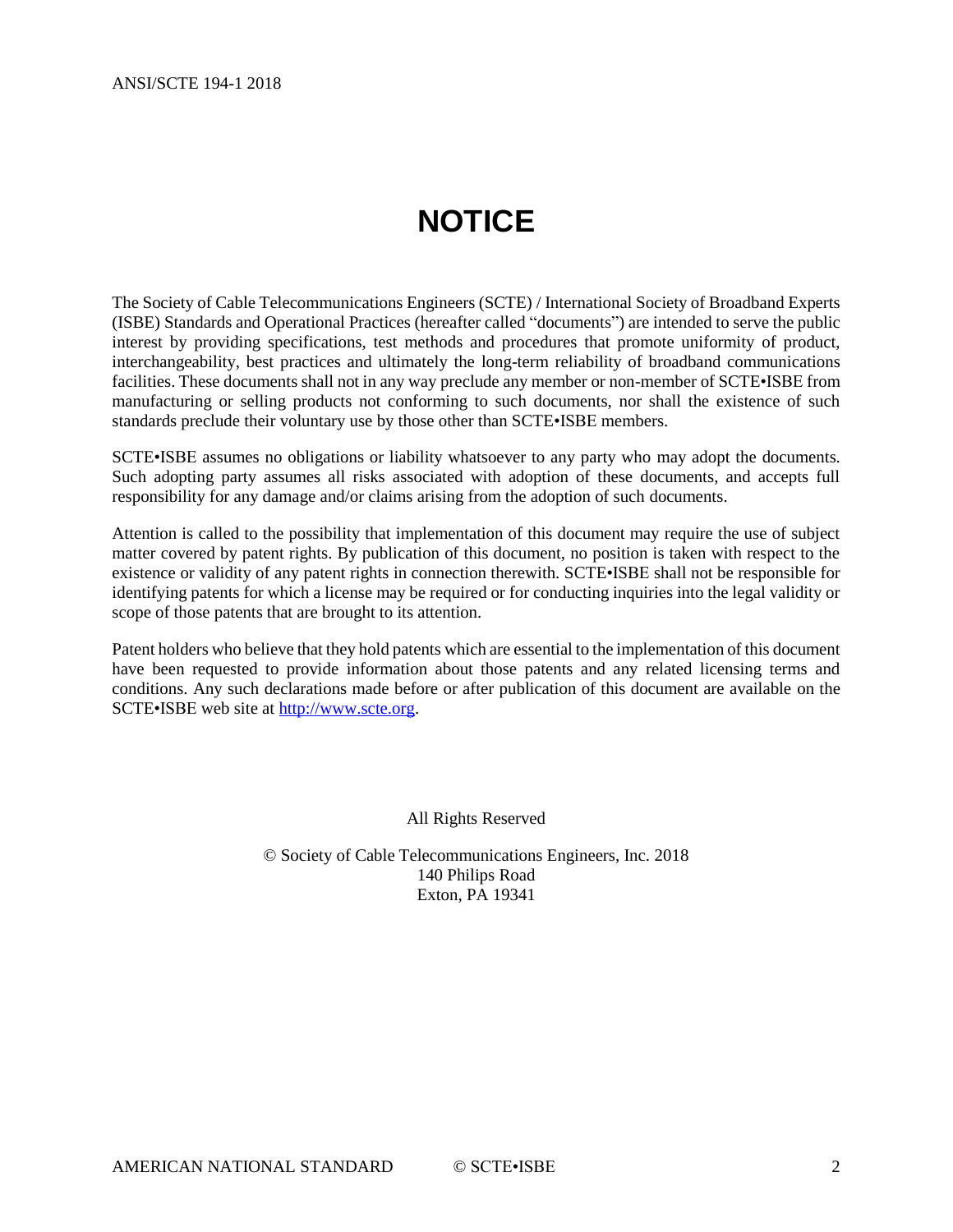# NOTICE

The Society of Cable Telecommunications Engineers (SCTE) / International Society of Broadband Experts (ISBE) Standards and Operational Practices (hereafter called "documents") are intended to serve the public interest by providing specifications, test methods and procedures that promote uniformity of product, interchangeability, best practices and ultimately the long-term reliability of broadband communications facilities. These documents shall not in any way preclude any member or non-member of SCTE•ISBE from manufacturing or selling products not conforming to such documents, nor shall the existence of such standards preclude their voluntary use by those other than SCTE•ISBE members.

SCTE•ISBE assumes no obligations or liability whatsoever to any party who may adopt the documents. Such adopting party assumes all risks associated with adoption of these documents, and accepts full responsibility for any damage and/or claims arising from the adoption of such documents.

Attention is called to the possibility that implementation of this document may require the use of subject matter covered by patent rights. By publication of this document, no position is taken with respect to the existence or validity of any patent rights in connection therewith. SCTE•ISBE shall not be responsible for identifying patents for which a license may be required or for conducting inquiries into the legal validity or scope of those patents that are brought to its attention.

Patent holders who believe that they hold patents which are essential to the implementation of this document have been requested to provide information about those patents and any related licensing terms and conditions. Any such declarations made before or after publication of this document are available on the SCTE•ISBE web site at http://www.scte.org.

All Rights Reserved

© Society of Cable Telecommunications Engineers, Inc. 2018
140 Philips Road
Exton, PA 19341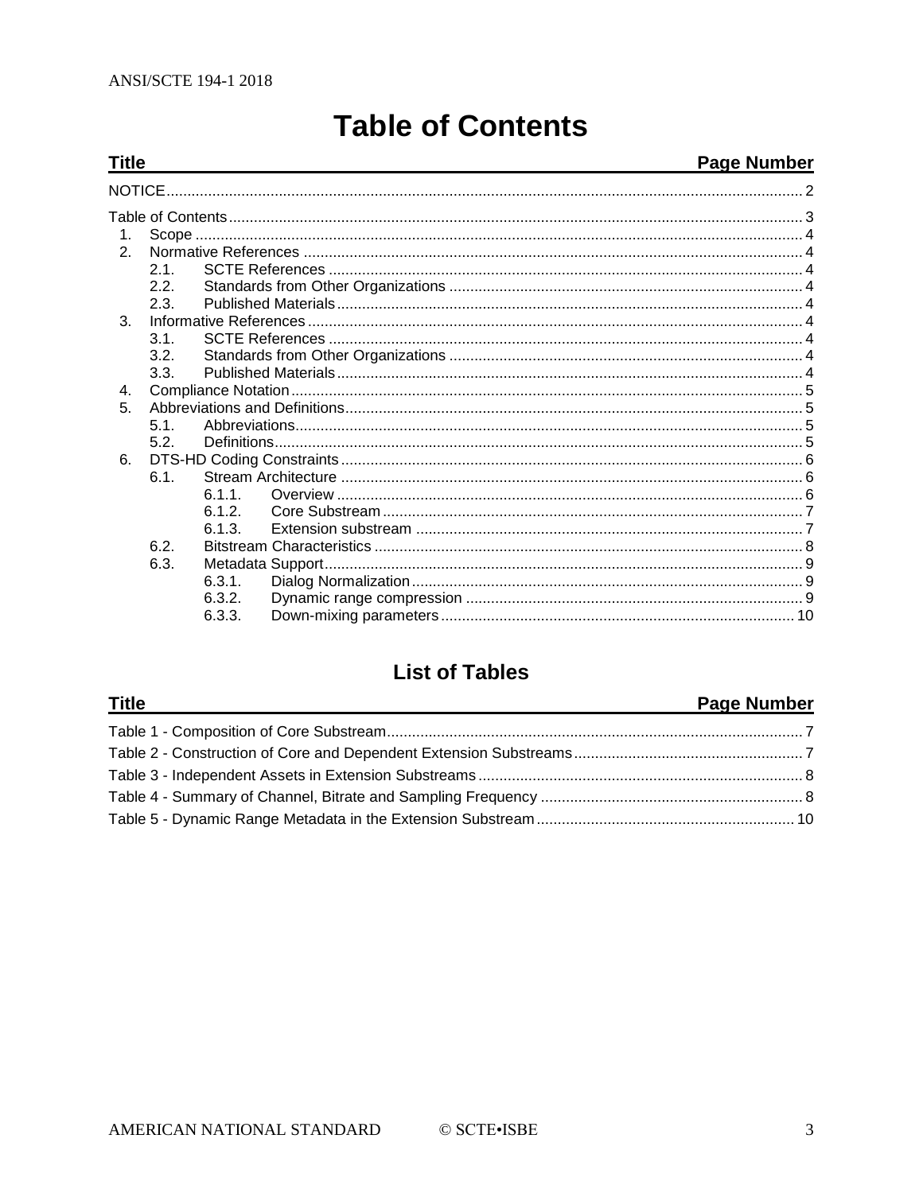# Table of Contents

| Title | Page Number |
|---|---|
| NOTICE | 2 |
| Table of Contents | 3 |
| 1. Scope | 4 |
| 2. Normative References | 4 |
| 2.1. SCTE References | 4 |
| 2.2. Standards from Other Organizations | 4 |
| 2.3. Published Materials | 4 |
| 3. Informative References | 4 |
| 3.1. SCTE References | 4 |
| 3.2. Standards from Other Organizations | 4 |
| 3.3. Published Materials | 4 |
| 4. Compliance Notation | 5 |
| 5. Abbreviations and Definitions | 5 |
| 5.1. Abbreviations | 5 |
| 5.2. Definitions | 5 |
| 6. DTS-HD Coding Constraints | 6 |
| 6.1. Stream Architecture | 6 |
| 6.1.1. Overview | 6 |
| 6.1.2. Core Substream | 7 |
| 6.1.3. Extension substream | 7 |
| 6.2. Bitstream Characteristics | 8 |
| 6.3. Metadata Support | 9 |
| 6.3.1. Dialog Normalization | 9 |
| 6.3.2. Dynamic range compression | 9 |
| 6.3.3. Down-mixing parameters | 10 |

## List of Tables

| Title | Page Number |
|---|---|
| Table 1 - Composition of Core Substream | 7 |
| Table 2 - Construction of Core and Dependent Extension Substreams | 7 |
| Table 3 - Independent Assets in Extension Substreams | 8 |
| Table 4 - Summary of Channel, Bitrate and Sampling Frequency | 8 |
| Table 5 - Dynamic Range Metadata in the Extension Substream | 10 |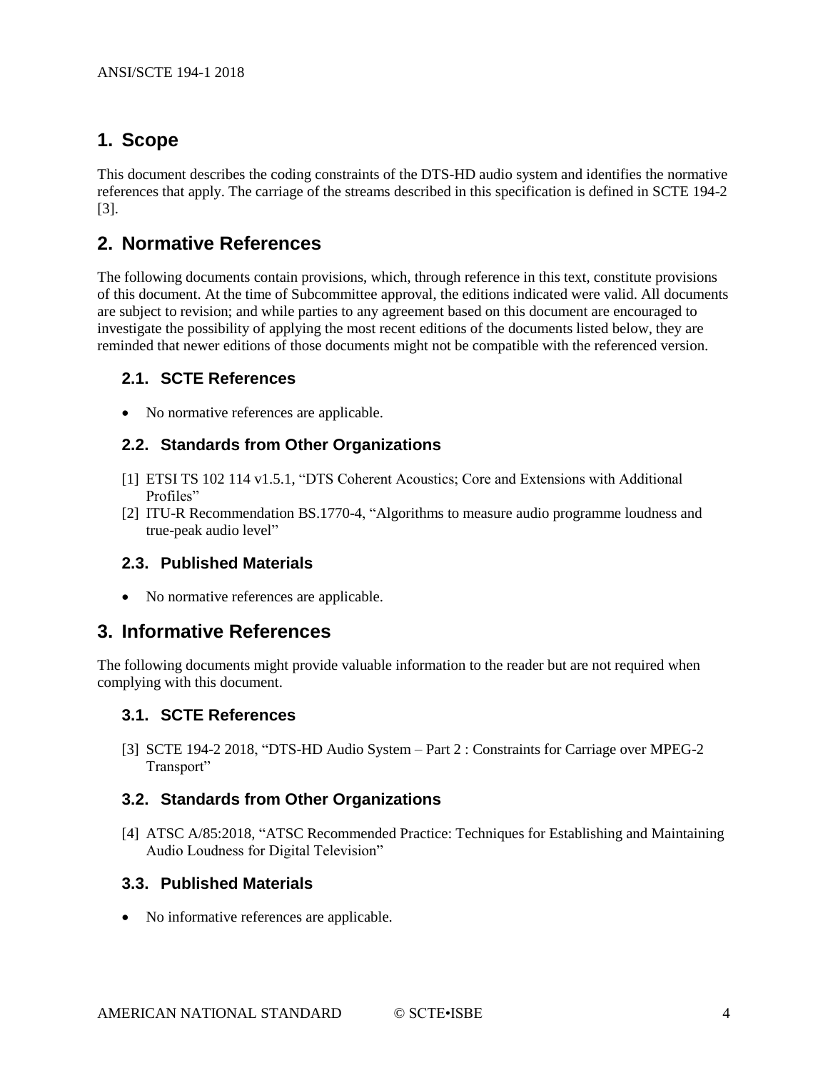# 1. Scope

This document describes the coding constraints of the DTS-HD audio system and identifies the normative references that apply. The carriage of the streams described in this specification is defined in SCTE 194-2 [3].

# 2. Normative References

The following documents contain provisions, which, through reference in this text, constitute provisions of this document. At the time of Subcommittee approval, the editions indicated were valid. All documents are subject to revision; and while parties to any agreement based on this document are encouraged to investigate the possibility of applying the most recent editions of the documents listed below, they are reminded that newer editions of those documents might not be compatible with the referenced version.

## 2.1. SCTE References

- No normative references are applicable.

## 2.2. Standards from Other Organizations

[1] ETSI TS 102 114 v1.5.1, "DTS Coherent Acoustics; Core and Extensions with Additional Profiles"

[2] ITU-R Recommendation BS.1770-4, "Algorithms to measure audio programme loudness and true-peak audio level"

## 2.3. Published Materials

- No normative references are applicable.

# 3. Informative References

The following documents might provide valuable information to the reader but are not required when complying with this document.

## 3.1. SCTE References

[3] SCTE 194-2 2018, "DTS-HD Audio System – Part 2 : Constraints for Carriage over MPEG-2 Transport"

## 3.2. Standards from Other Organizations

[4] ATSC A/85:2018, "ATSC Recommended Practice: Techniques for Establishing and Maintaining Audio Loudness for Digital Television"

## 3.3. Published Materials

- No informative references are applicable.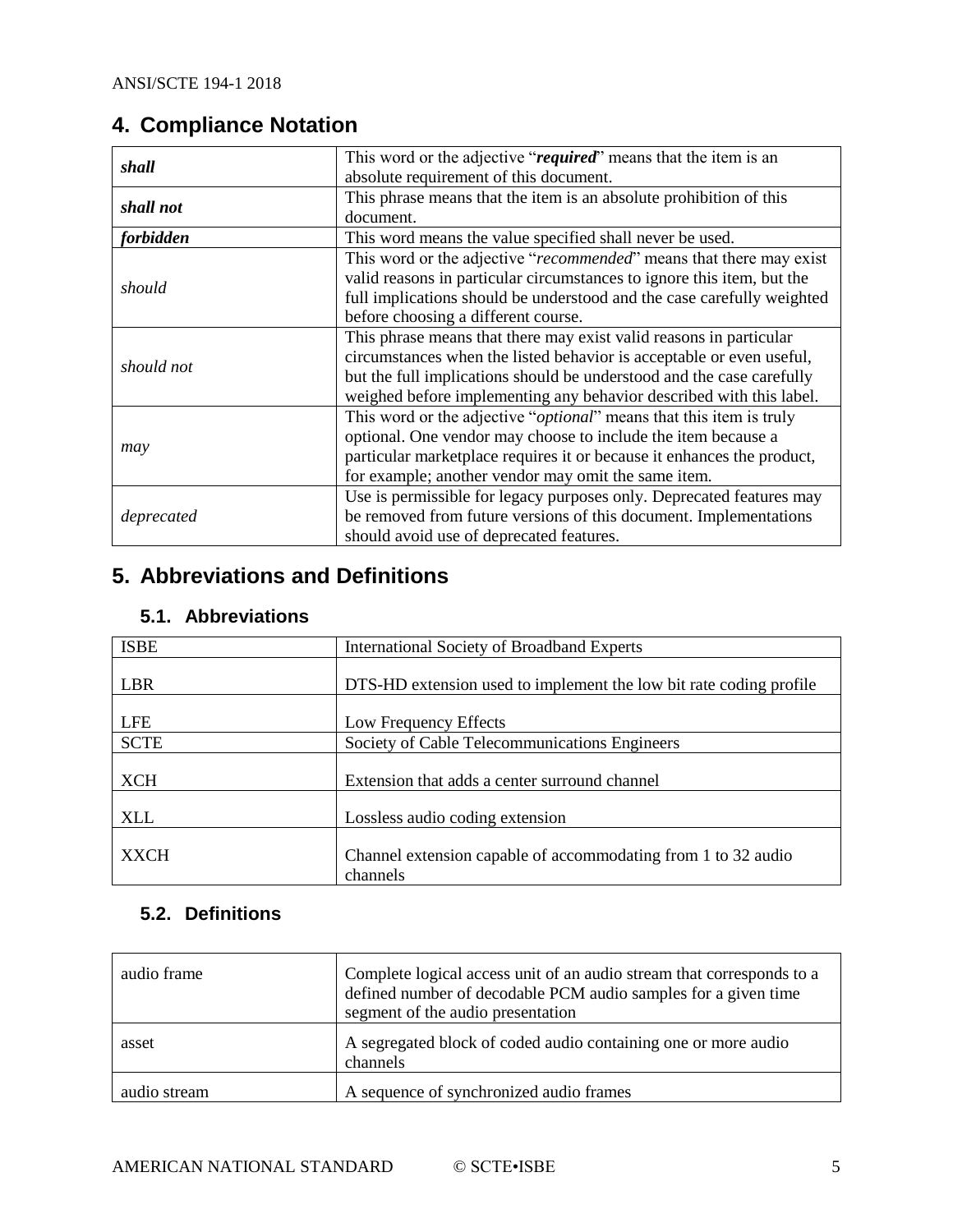# 4. Compliance Notation

| | |
|---|---|
| ***shall*** | This word or the adjective "***required***" means that the item is an absolute requirement of this document. |
| ***shall not*** | This phrase means that the item is an absolute prohibition of this document. |
| ***forbidden*** | This word means the value specified shall never be used. |
| *should* | This word or the adjective "*recommended*" means that there may exist valid reasons in particular circumstances to ignore this item, but the full implications should be understood and the case carefully weighted before choosing a different course. |
| *should not* | This phrase means that there may exist valid reasons in particular circumstances when the listed behavior is acceptable or even useful, but the full implications should be understood and the case carefully weighed before implementing any behavior described with this label. |
| *may* | This word or the adjective "*optional*" means that this item is truly optional. One vendor may choose to include the item because a particular marketplace requires it or because it enhances the product, for example; another vendor may omit the same item. |
| *deprecated* | Use is permissible for legacy purposes only. Deprecated features may be removed from future versions of this document. Implementations should avoid use of deprecated features. |

# 5. Abbreviations and Definitions

## 5.1. Abbreviations

| | |
|---|---|
| ISBE | International Society of Broadband Experts |
| LBR | DTS-HD extension used to implement the low bit rate coding profile |
| LFE | Low Frequency Effects |
| SCTE | Society of Cable Telecommunications Engineers |
| XCH | Extension that adds a center surround channel |
| XLL | Lossless audio coding extension |
| XXCH | Channel extension capable of accommodating from 1 to 32 audio channels |

## 5.2. Definitions

| | |
|---|---|
| audio frame | Complete logical access unit of an audio stream that corresponds to a defined number of decodable PCM audio samples for a given time segment of the audio presentation |
| asset | A segregated block of coded audio containing one or more audio channels |
| audio stream | A sequence of synchronized audio frames |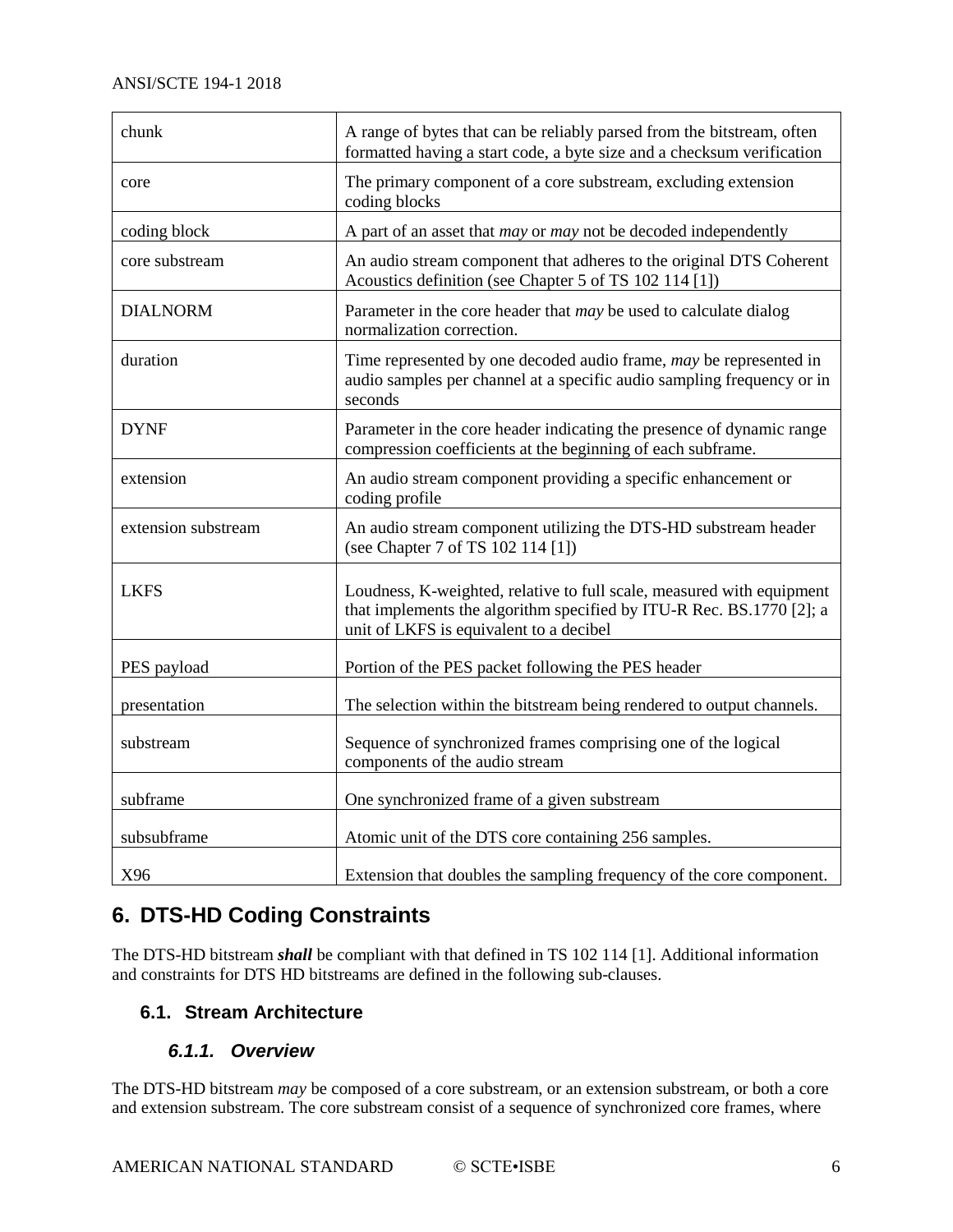| | |
|---|---|
| chunk | A range of bytes that can be reliably parsed from the bitstream, often formatted having a start code, a byte size and a checksum verification |
| core | The primary component of a core substream, excluding extension coding blocks |
| coding block | A part of an asset that *may* or *may* not be decoded independently |
| core substream | An audio stream component that adheres to the original DTS Coherent Acoustics definition (see Chapter 5 of TS 102 114 [1]) |
| DIALNORM | Parameter in the core header that *may* be used to calculate dialog normalization correction. |
| duration | Time represented by one decoded audio frame, *may* be represented in audio samples per channel at a specific audio sampling frequency or in seconds |
| DYNF | Parameter in the core header indicating the presence of dynamic range compression coefficients at the beginning of each subframe. |
| extension | An audio stream component providing a specific enhancement or coding profile |
| extension substream | An audio stream component utilizing the DTS-HD substream header (see Chapter 7 of TS 102 114 [1]) |
| LKFS | Loudness, K-weighted, relative to full scale, measured with equipment that implements the algorithm specified by ITU-R Rec. BS.1770 [2]; a unit of LKFS is equivalent to a decibel |
| PES payload | Portion of the PES packet following the PES header |
| presentation | The selection within the bitstream being rendered to output channels. |
| substream | Sequence of synchronized frames comprising one of the logical components of the audio stream |
| subframe | One synchronized frame of a given substream |
| subsubframe | Atomic unit of the DTS core containing 256 samples. |
| X96 | Extension that doubles the sampling frequency of the core component. |

# 6. DTS-HD Coding Constraints

The DTS-HD bitstream ***shall*** be compliant with that defined in TS 102 114 [1]. Additional information and constraints for DTS HD bitstreams are defined in the following sub-clauses.

## 6.1. Stream Architecture

### *6.1.1. Overview*

The DTS-HD bitstream *may* be composed of a core substream, or an extension substream, or both a core and extension substream. The core substream consist of a sequence of synchronized core frames, where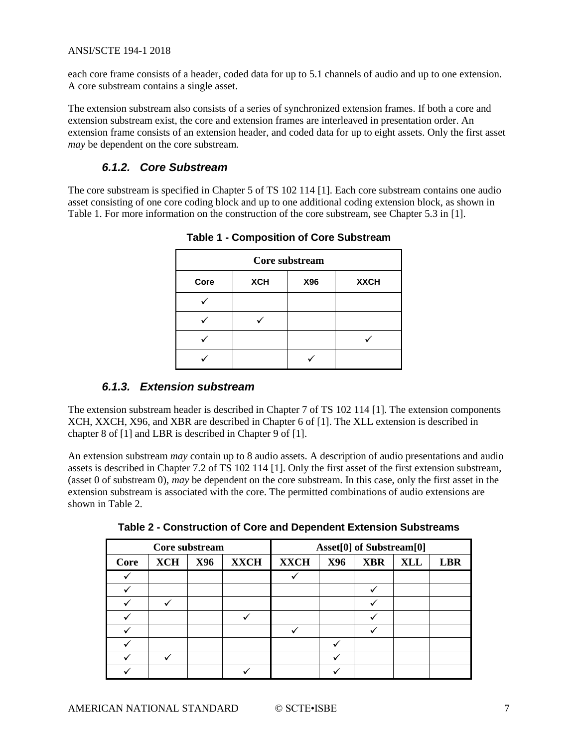each core frame consists of a header, coded data for up to 5.1 channels of audio and up to one extension. A core substream contains a single asset.

The extension substream also consists of a series of synchronized extension frames. If both a core and extension substream exist, the core and extension frames are interleaved in presentation order. An extension frame consists of an extension header, and coded data for up to eight assets. Only the first asset *may* be dependent on the core substream.

### 6.1.2. Core Substream

The core substream is specified in Chapter 5 of TS 102 114 [1]. Each core substream contains one audio asset consisting of one core coding block and up to one additional coding extension block, as shown in Table 1. For more information on the construction of the core substream, see Chapter 5.3 in [1].

**Table 1 - Composition of Core Substream**

| Core substream | | | |
|---|---|---|---|
| **Core** | **XCH** | **X96** | **XXCH** |
| ✓ | | | |
| ✓ | ✓ | | |
| ✓ | | | ✓ |
| ✓ | | ✓ | |

### 6.1.3. Extension substream

The extension substream header is described in Chapter 7 of TS 102 114 [1]. The extension components XCH, XXCH, X96, and XBR are described in Chapter 6 of [1]. The XLL extension is described in chapter 8 of [1] and LBR is described in Chapter 9 of [1].

An extension substream *may* contain up to 8 audio assets. A description of audio presentations and audio assets is described in Chapter 7.2 of TS 102 114 [1]. Only the first asset of the first extension substream, (asset 0 of substream 0), *may* be dependent on the core substream. In this case, only the first asset in the extension substream is associated with the core. The permitted combinations of audio extensions are shown in Table 2.

**Table 2 - Construction of Core and Dependent Extension Substreams**

| Core substream | | | | Asset[0] of Substream[0] | | | | |
|---|---|---|---|---|---|---|---|---|
| **Core** | **XCH** | **X96** | **XXCH** | **XXCH** | **X96** | **XBR** | **XLL** | **LBR** |
| ✓ | | | | ✓ | | | | |
| ✓ | | | | | | ✓ | | |
| ✓ | ✓ | | | | | ✓ | | |
| ✓ | | | ✓ | | | ✓ | | |
| ✓ | | | | ✓ | | ✓ | | |
| ✓ | | | | | ✓ | | | |
| ✓ | ✓ | | | | ✓ | | | |
| ✓ | | | ✓ | | ✓ | | | |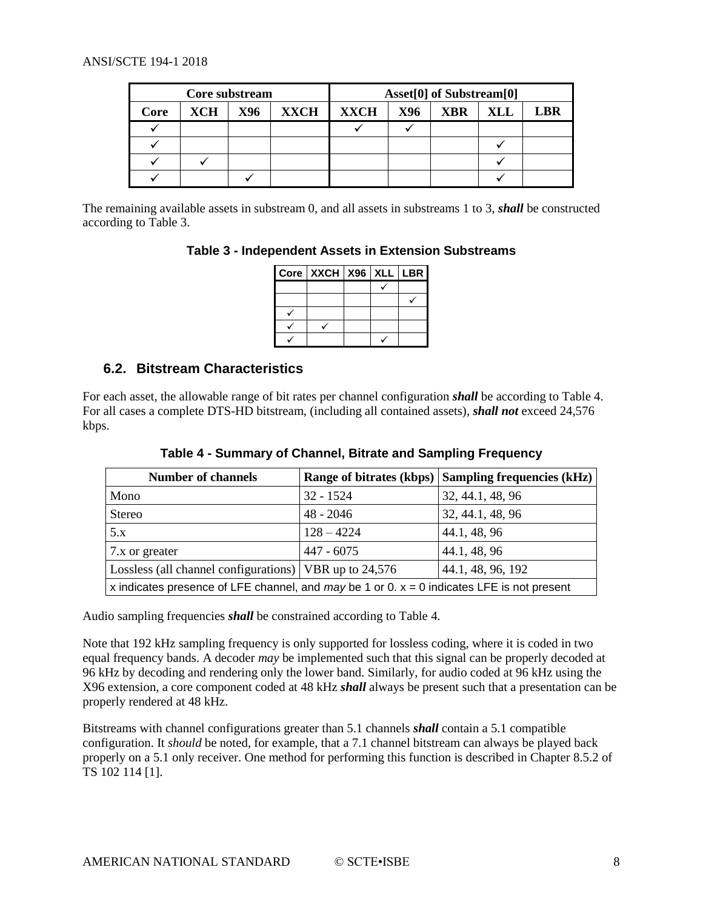| Core substream | | | | Asset[0] of Substream[0] | | | | |
|---|---|---|---|---|---|---|---|---|
| Core | XCH | X96 | XXCH | XXCH | X96 | XBR | XLL | LBR |
| ✓ | | | | ✓ | ✓ | | | |
| ✓ | | | | | | | ✓ | |
| ✓ | ✓ | | | | | | ✓ | |
| ✓ | | ✓ | | | | | ✓ | |

The remaining available assets in substream 0, and all assets in substreams 1 to 3, ***shall*** be constructed according to Table 3.

**Table 3 - Independent Assets in Extension Substreams**

| Core | XXCH | X96 | XLL | LBR |
|---|---|---|---|---|
| | | | ✓ | |
| | | | | ✓ |
| ✓ | | | | |
| ✓ | ✓ | | | |
| ✓ | | | ✓ | |

## 6.2. Bitstream Characteristics

For each asset, the allowable range of bit rates per channel configuration ***shall*** be according to Table 4. For all cases a complete DTS-HD bitstream, (including all contained assets), ***shall not*** exceed 24,576 kbps.

**Table 4 - Summary of Channel, Bitrate and Sampling Frequency**

| Number of channels | Range of bitrates (kbps) | Sampling frequencies (kHz) |
|---|---|---|
| Mono | 32 - 1524 | 32, 44.1, 48, 96 |
| Stereo | 48 - 2046 | 32, 44.1, 48, 96 |
| 5.x | 128 – 4224 | 44.1, 48, 96 |
| 7.x or greater | 447 - 6075 | 44.1, 48, 96 |
| Lossless (all channel configurations) | VBR up to 24,576 | 44.1, 48, 96, 192 |
| x indicates presence of LFE channel, and *may* be 1 or 0. x = 0 indicates LFE is not present | | |

Audio sampling frequencies ***shall*** be constrained according to Table 4.

Note that 192 kHz sampling frequency is only supported for lossless coding, where it is coded in two equal frequency bands. A decoder *may* be implemented such that this signal can be properly decoded at 96 kHz by decoding and rendering only the lower band. Similarly, for audio coded at 96 kHz using the X96 extension, a core component coded at 48 kHz ***shall*** always be present such that a presentation can be properly rendered at 48 kHz.

Bitstreams with channel configurations greater than 5.1 channels ***shall*** contain a 5.1 compatible configuration. It *should* be noted, for example, that a 7.1 channel bitstream can always be played back properly on a 5.1 only receiver. One method for performing this function is described in Chapter 8.5.2 of TS 102 114 [1].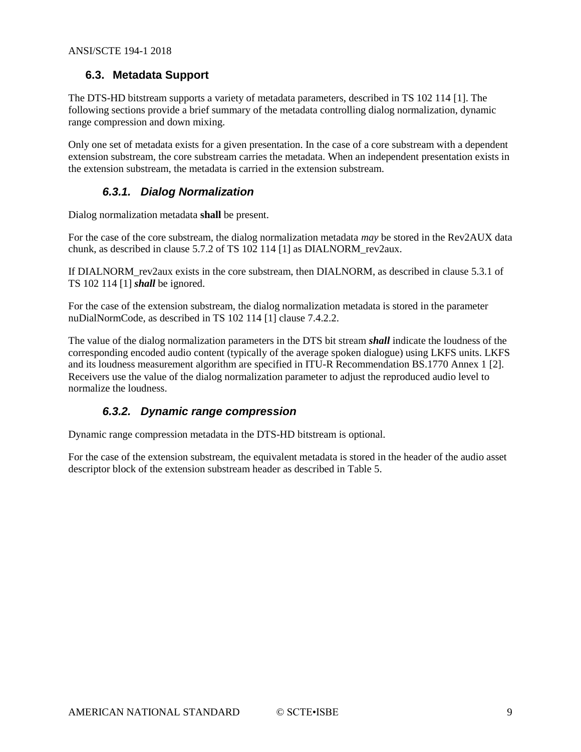## 6.3. Metadata Support

The DTS-HD bitstream supports a variety of metadata parameters, described in TS 102 114 [1]. The following sections provide a brief summary of the metadata controlling dialog normalization, dynamic range compression and down mixing.

Only one set of metadata exists for a given presentation. In the case of a core substream with a dependent extension substream, the core substream carries the metadata. When an independent presentation exists in the extension substream, the metadata is carried in the extension substream.

### *6.3.1. Dialog Normalization*

Dialog normalization metadata **shall** be present.

For the case of the core substream, the dialog normalization metadata *may* be stored in the Rev2AUX data chunk, as described in clause 5.7.2 of TS 102 114 [1] as DIALNORM_rev2aux.

If DIALNORM_rev2aux exists in the core substream, then DIALNORM, as described in clause 5.3.1 of TS 102 114 [1] ***shall*** be ignored.

For the case of the extension substream, the dialog normalization metadata is stored in the parameter nuDialNormCode, as described in TS 102 114 [1] clause 7.4.2.2.

The value of the dialog normalization parameters in the DTS bit stream ***shall*** indicate the loudness of the corresponding encoded audio content (typically of the average spoken dialogue) using LKFS units. LKFS and its loudness measurement algorithm are specified in ITU-R Recommendation BS.1770 Annex 1 [2]. Receivers use the value of the dialog normalization parameter to adjust the reproduced audio level to normalize the loudness.

### *6.3.2. Dynamic range compression*

Dynamic range compression metadata in the DTS-HD bitstream is optional.

For the case of the extension substream, the equivalent metadata is stored in the header of the audio asset descriptor block of the extension substream header as described in Table 5.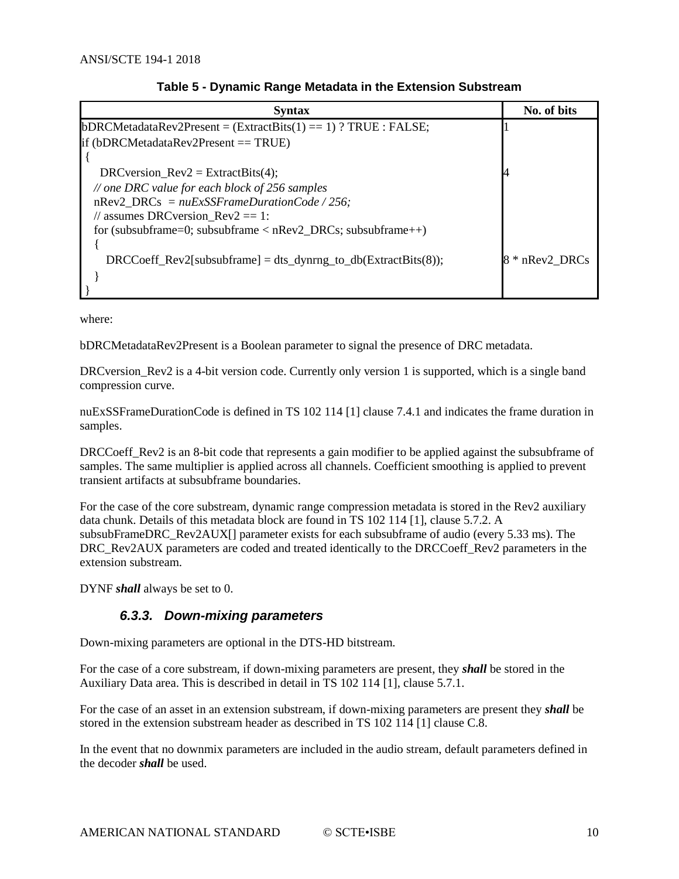**Table 5 - Dynamic Range Metadata in the Extension Substream**

| Syntax | No. of bits |
|---|---|
| bDRCMetadataRev2Present = (ExtractBits(1) == 1) ? TRUE : FALSE; | 1 |
| if (bDRCMetadataRev2Present == TRUE) | |
| { | |
| DRCversion_Rev2 = ExtractBits(4); | 4 |
| *// one DRC value for each block of 256 samples* | |
| nRev2_DRCs = *nuExSSFrameDurationCode / 256;* | |
| // assumes DRCversion_Rev2 == 1: | |
| for (subsubframe=0; subsubframe < nRev2_DRCs; subsubframe++) | |
| { | |
| DRCCoeff_Rev2[subsubframe] = dts_dynrng_to_db(ExtractBits(8)); | 8 * nRev2_DRCs |
| } | |
| } | |

where:

bDRCMetadataRev2Present is a Boolean parameter to signal the presence of DRC metadata.

DRCversion_Rev2 is a 4-bit version code. Currently only version 1 is supported, which is a single band compression curve.

nuExSSFrameDurationCode is defined in TS 102 114 [1] clause 7.4.1 and indicates the frame duration in samples.

DRCCoeff_Rev2 is an 8-bit code that represents a gain modifier to be applied against the subsubframe of samples. The same multiplier is applied across all channels. Coefficient smoothing is applied to prevent transient artifacts at subsubframe boundaries.

For the case of the core substream, dynamic range compression metadata is stored in the Rev2 auxiliary data chunk. Details of this metadata block are found in TS 102 114 [1], clause 5.7.2. A subsubFrameDRC_Rev2AUX[] parameter exists for each subsubframe of audio (every 5.33 ms). The DRC_Rev2AUX parameters are coded and treated identically to the DRCCoeff_Rev2 parameters in the extension substream.

DYNF ***shall*** always be set to 0.

### *6.3.3. Down-mixing parameters*

Down-mixing parameters are optional in the DTS-HD bitstream.

For the case of a core substream, if down-mixing parameters are present, they ***shall*** be stored in the Auxiliary Data area. This is described in detail in TS 102 114 [1], clause 5.7.1.

For the case of an asset in an extension substream, if down-mixing parameters are present they ***shall*** be stored in the extension substream header as described in TS 102 114 [1] clause C.8.

In the event that no downmix parameters are included in the audio stream, default parameters defined in the decoder ***shall*** be used.